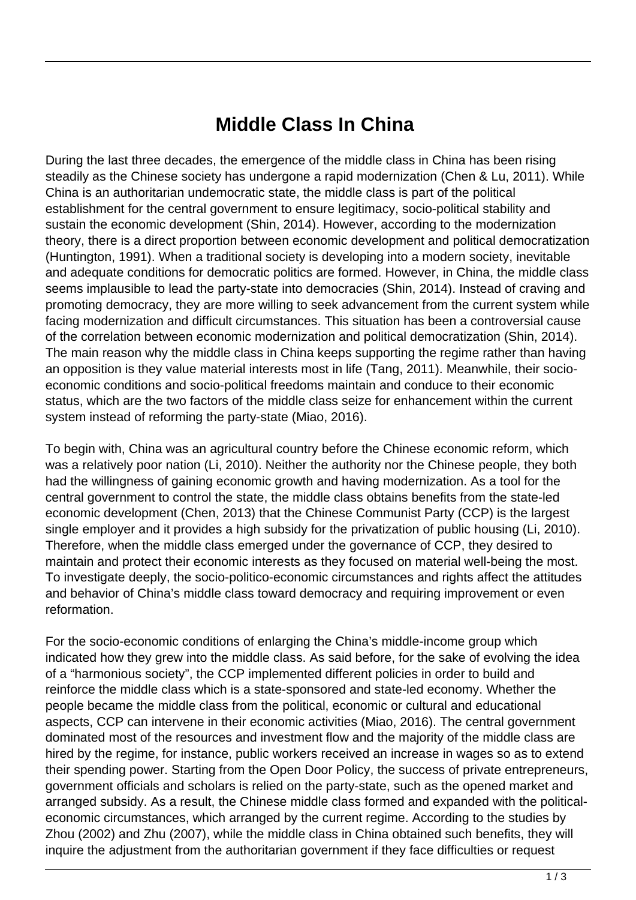# Middle Class In China

During the last three decades, the emergence of the middle class in China has been rising steadily as the Chinese society has undergone a rapid modernization (Chen & Lu, 2011). While China is an authoritarian undemocratic state, the middle class is part of the political establishment for the central government to ensure legitimacy, socio-political stability and sustain the economic development (Shin, 2014). However, according to the modernization theory, there is a direct proportion between economic development and political democratization (Huntington, 1991). When a traditional society is developing into a modern society, inevitable and adequate conditions for democratic politics are formed. However, in China, the middle class seems implausible to lead the party-state into democracies (Shin, 2014). Instead of craving and promoting democracy, they are more willing to seek advancement from the current system while facing modernization and difficult circumstances. This situation has been a controversial cause of the correlation between economic modernization and political democratization (Shin, 2014). The main reason why the middle class in China keeps supporting the regime rather than having an opposition is they value material interests most in life (Tang, 2011). Meanwhile, their socio-economic conditions and socio-political freedoms maintain and conduce to their economic status, which are the two factors of the middle class seize for enhancement within the current system instead of reforming the party-state (Miao, 2016).

To begin with, China was an agricultural country before the Chinese economic reform, which was a relatively poor nation (Li, 2010). Neither the authority nor the Chinese people, they both had the willingness of gaining economic growth and having modernization. As a tool for the central government to control the state, the middle class obtains benefits from the state-led economic development (Chen, 2013) that the Chinese Communist Party (CCP) is the largest single employer and it provides a high subsidy for the privatization of public housing (Li, 2010). Therefore, when the middle class emerged under the governance of CCP, they desired to maintain and protect their economic interests as they focused on material well-being the most. To investigate deeply, the socio-politico-economic circumstances and rights affect the attitudes and behavior of China's middle class toward democracy and requiring improvement or even reformation.

For the socio-economic conditions of enlarging the China's middle-income group which indicated how they grew into the middle class. As said before, for the sake of evolving the idea of a "harmonious society", the CCP implemented different policies in order to build and reinforce the middle class which is a state-sponsored and state-led economy. Whether the people became the middle class from the political, economic or cultural and educational aspects, CCP can intervene in their economic activities (Miao, 2016). The central government dominated most of the resources and investment flow and the majority of the middle class are hired by the regime, for instance, public workers received an increase in wages so as to extend their spending power. Starting from the Open Door Policy, the success of private entrepreneurs, government officials and scholars is relied on the party-state, such as the opened market and arranged subsidy. As a result, the Chinese middle class formed and expanded with the political-economic circumstances, which arranged by the current regime. According to the studies by Zhou (2002) and Zhu (2007), while the middle class in China obtained such benefits, they will inquire the adjustment from the authoritarian government if they face difficulties or request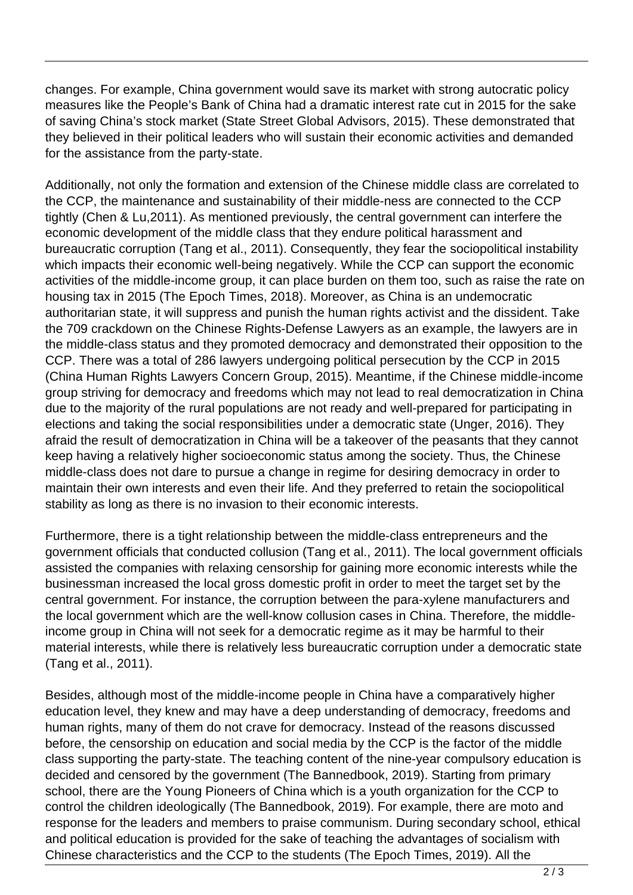changes. For example, China government would save its market with strong autocratic policy measures like the People's Bank of China had a dramatic interest rate cut in 2015 for the sake of saving China's stock market (State Street Global Advisors, 2015). These demonstrated that they believed in their political leaders who will sustain their economic activities and demanded for the assistance from the party-state.

Additionally, not only the formation and extension of the Chinese middle class are correlated to the CCP, the maintenance and sustainability of their middle-ness are connected to the CCP tightly (Chen & Lu,2011). As mentioned previously, the central government can interfere the economic development of the middle class that they endure political harassment and bureaucratic corruption (Tang et al., 2011). Consequently, they fear the sociopolitical instability which impacts their economic well-being negatively. While the CCP can support the economic activities of the middle-income group, it can place burden on them too, such as raise the rate on housing tax in 2015 (The Epoch Times, 2018). Moreover, as China is an undemocratic authoritarian state, it will suppress and punish the human rights activist and the dissident. Take the 709 crackdown on the Chinese Rights-Defense Lawyers as an example, the lawyers are in the middle-class status and they promoted democracy and demonstrated their opposition to the CCP. There was a total of 286 lawyers undergoing political persecution by the CCP in 2015 (China Human Rights Lawyers Concern Group, 2015). Meantime, if the Chinese middle-income group striving for democracy and freedoms which may not lead to real democratization in China due to the majority of the rural populations are not ready and well-prepared for participating in elections and taking the social responsibilities under a democratic state (Unger, 2016). They afraid the result of democratization in China will be a takeover of the peasants that they cannot keep having a relatively higher socioeconomic status among the society. Thus, the Chinese middle-class does not dare to pursue a change in regime for desiring democracy in order to maintain their own interests and even their life. And they preferred to retain the sociopolitical stability as long as there is no invasion to their economic interests.

Furthermore, there is a tight relationship between the middle-class entrepreneurs and the government officials that conducted collusion (Tang et al., 2011). The local government officials assisted the companies with relaxing censorship for gaining more economic interests while the businessman increased the local gross domestic profit in order to meet the target set by the central government. For instance, the corruption between the para-xylene manufacturers and the local government which are the well-know collusion cases in China. Therefore, the middle-income group in China will not seek for a democratic regime as it may be harmful to their material interests, while there is relatively less bureaucratic corruption under a democratic state (Tang et al., 2011).

Besides, although most of the middle-income people in China have a comparatively higher education level, they knew and may have a deep understanding of democracy, freedoms and human rights, many of them do not crave for democracy. Instead of the reasons discussed before, the censorship on education and social media by the CCP is the factor of the middle class supporting the party-state. The teaching content of the nine-year compulsory education is decided and censored by the government (The Bannedbook, 2019). Starting from primary school, there are the Young Pioneers of China which is a youth organization for the CCP to control the children ideologically (The Bannedbook, 2019). For example, there are moto and response for the leaders and members to praise communism. During secondary school, ethical and political education is provided for the sake of teaching the advantages of socialism with Chinese characteristics and the CCP to the students (The Epoch Times, 2019). All the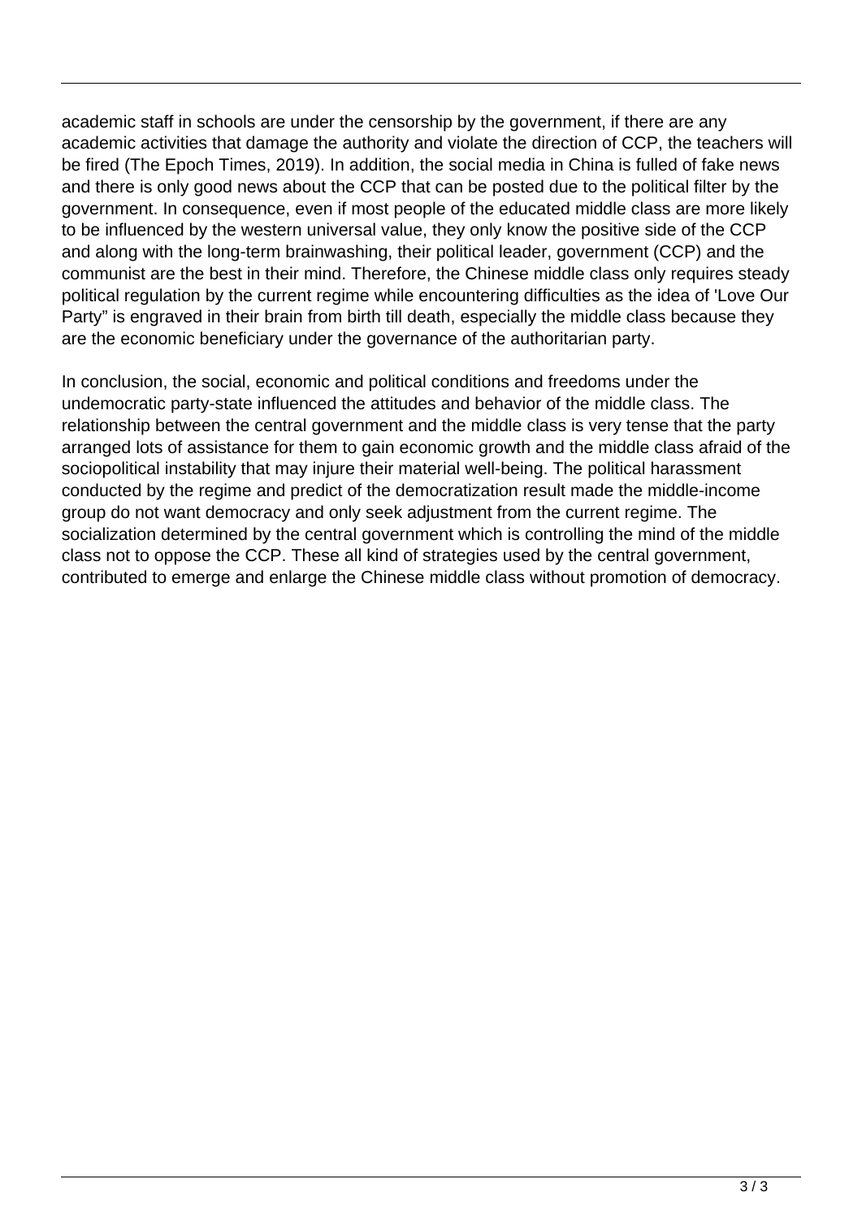academic staff in schools are under the censorship by the government, if there are any academic activities that damage the authority and violate the direction of CCP, the teachers will be fired (The Epoch Times, 2019). In addition, the social media in China is fulled of fake news and there is only good news about the CCP that can be posted due to the political filter by the government. In consequence, even if most people of the educated middle class are more likely to be influenced by the western universal value, they only know the positive side of the CCP and along with the long-term brainwashing, their political leader, government (CCP) and the communist are the best in their mind. Therefore, the Chinese middle class only requires steady political regulation by the current regime while encountering difficulties as the idea of 'Love Our Party" is engraved in their brain from birth till death, especially the middle class because they are the economic beneficiary under the governance of the authoritarian party.

In conclusion, the social, economic and political conditions and freedoms under the undemocratic party-state influenced the attitudes and behavior of the middle class. The relationship between the central government and the middle class is very tense that the party arranged lots of assistance for them to gain economic growth and the middle class afraid of the sociopolitical instability that may injure their material well-being. The political harassment conducted by the regime and predict of the democratization result made the middle-income group do not want democracy and only seek adjustment from the current regime. The socialization determined by the central government which is controlling the mind of the middle class not to oppose the CCP. These all kind of strategies used by the central government, contributed to emerge and enlarge the Chinese middle class without promotion of democracy.